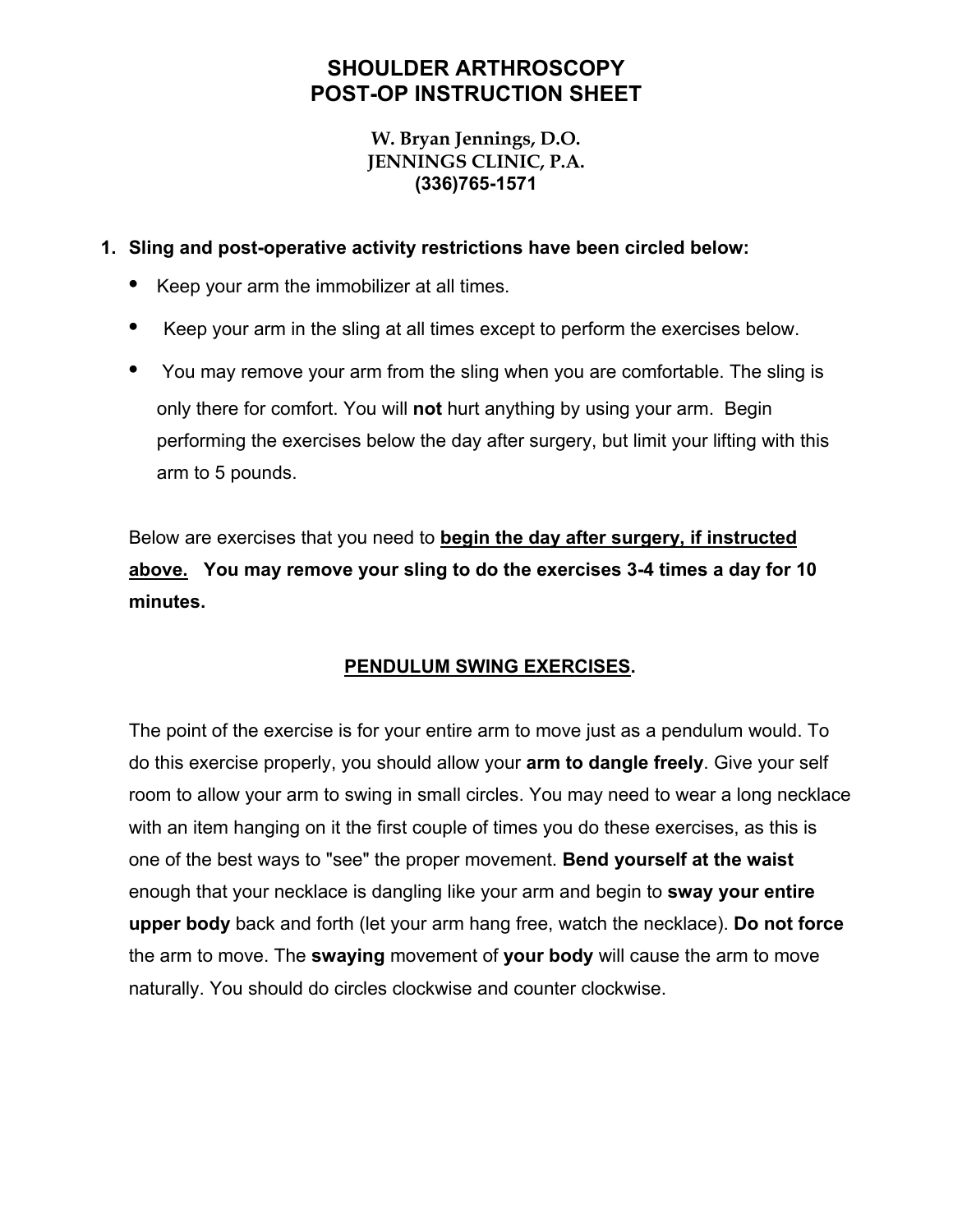# SHOULDER ARTHROSCOPY
# POST-OP INSTRUCTION SHEET

**W. Bryan Jennings, D.O.**
**JENNINGS CLINIC, P.A.**
**(336)765-1571**

1. **Sling and post-operative activity restrictions have been circled below:**
   - Keep your arm the immobilizer at all times.
   - Keep your arm in the sling at all times except to perform the exercises below.
   - You may remove your arm from the sling when you are comfortable. The sling is only there for comfort. You will **not** hurt anything by using your arm. Begin performing the exercises below the day after surgery, but limit your lifting with this arm to 5 pounds.

   Below are exercises that you need to **<u>begin the day after surgery, if instructed above.</u>** **You may remove your sling to do the exercises 3-4 times a day for 10 minutes.**

   **<u>PENDULUM SWING EXERCISES</u>.**

   The point of the exercise is for your entire arm to move just as a pendulum would. To do this exercise properly, you should allow your **arm to dangle freely**. Give your self room to allow your arm to swing in small circles. You may need to wear a long necklace with an item hanging on it the first couple of times you do these exercises, as this is one of the best ways to "see" the proper movement. **Bend yourself at the waist** enough that your necklace is dangling like your arm and begin to **sway your entire upper body** back and forth (let your arm hang free, watch the necklace). **Do not force** the arm to move. The **swaying** movement of **your body** will cause the arm to move naturally. You should do circles clockwise and counter clockwise.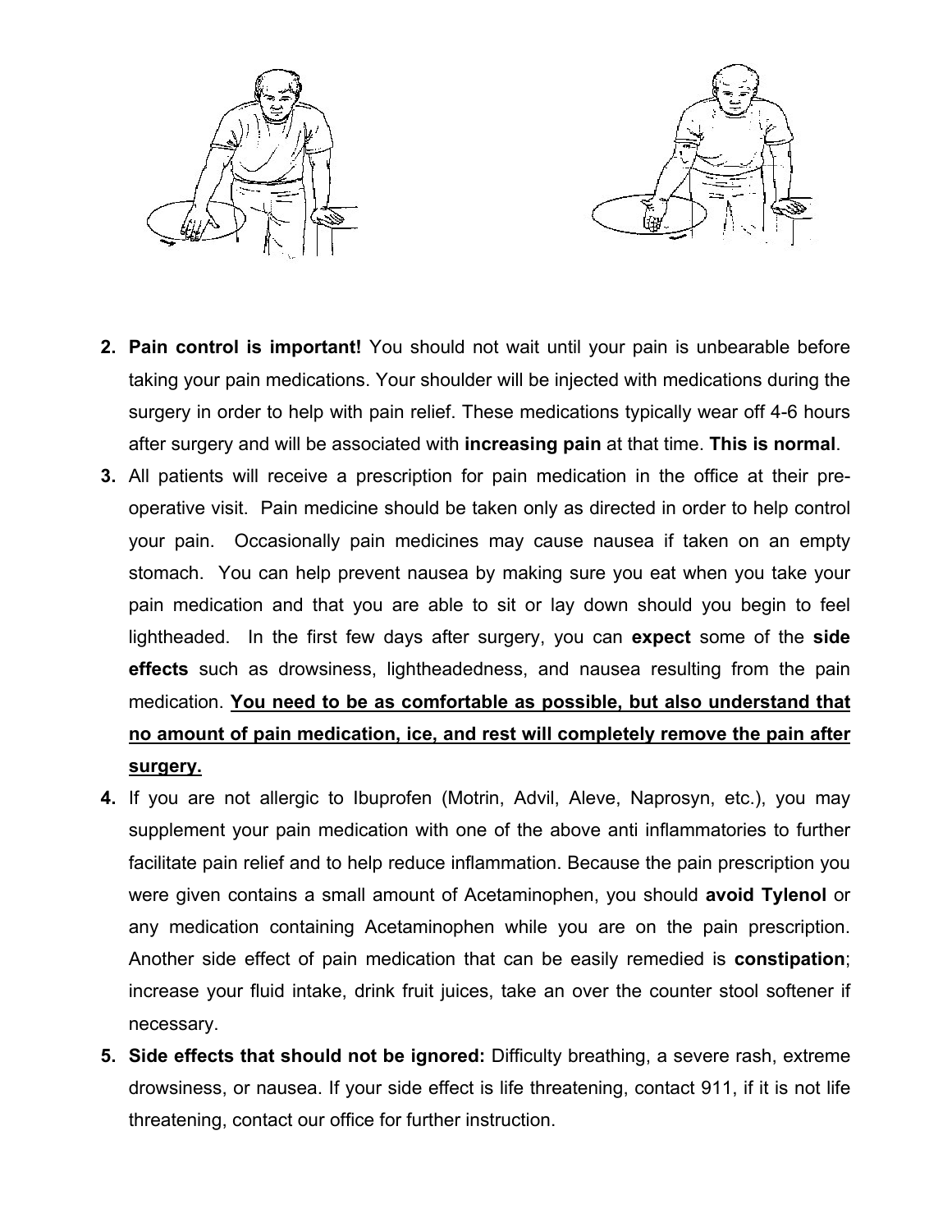2. **Pain control is important!** You should not wait until your pain is unbearable before taking your pain medications. Your shoulder will be injected with medications during the surgery in order to help with pain relief. These medications typically wear off 4-6 hours after surgery and will be associated with **increasing pain** at that time. **This is normal**.
3. All patients will receive a prescription for pain medication in the office at their pre-operative visit. Pain medicine should be taken only as directed in order to help control your pain. Occasionally pain medicines may cause nausea if taken on an empty stomach. You can help prevent nausea by making sure you eat when you take your pain medication and that you are able to sit or lay down should you begin to feel lightheaded. In the first few days after surgery, you can **expect** some of the **side effects** such as drowsiness, lightheadedness, and nausea resulting from the pain medication. <u>**You need to be as comfortable as possible, but also understand that no amount of pain medication, ice, and rest will completely remove the pain after surgery.**</u>
4. If you are not allergic to Ibuprofen (Motrin, Advil, Aleve, Naprosyn, etc.), you may supplement your pain medication with one of the above anti inflammatories to further facilitate pain relief and to help reduce inflammation. Because the pain prescription you were given contains a small amount of Acetaminophen, you should **avoid Tylenol** or any medication containing Acetaminophen while you are on the pain prescription. Another side effect of pain medication that can be easily remedied is **constipation**; increase your fluid intake, drink fruit juices, take an over the counter stool softener if necessary.
5. **Side effects that should not be ignored:** Difficulty breathing, a severe rash, extreme drowsiness, or nausea. If your side effect is life threatening, contact 911, if it is not life threatening, contact our office for further instruction.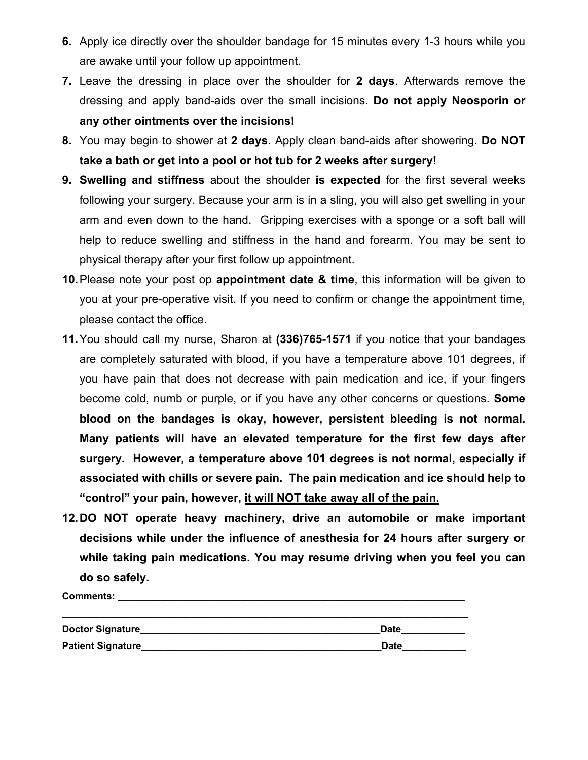6. Apply ice directly over the shoulder bandage for 15 minutes every 1-3 hours while you are awake until your follow up appointment.
7. Leave the dressing in place over the shoulder for **2 days**. Afterwards remove the dressing and apply band-aids over the small incisions. **Do not apply Neosporin or any other ointments over the incisions!**
8. You may begin to shower at **2 days**. Apply clean band-aids after showering. **Do NOT take a bath or get into a pool or hot tub for 2 weeks after surgery!**
9. **Swelling and stiffness** about the shoulder **is expected** for the first several weeks following your surgery. Because your arm is in a sling, you will also get swelling in your arm and even down to the hand. Gripping exercises with a sponge or a soft ball will help to reduce swelling and stiffness in the hand and forearm. You may be sent to physical therapy after your first follow up appointment.
10. Please note your post op **appointment date & time**, this information will be given to you at your pre-operative visit. If you need to confirm or change the appointment time, please contact the office.
11. You should call my nurse, Sharon at **(336)765-1571** if you notice that your bandages are completely saturated with blood, if you have a temperature above 101 degrees, if you have pain that does not decrease with pain medication and ice, if your fingers become cold, numb or purple, or if you have any other concerns or questions. **Some blood on the bandages is okay, however, persistent bleeding is not normal. Many patients will have an elevated temperature for the first few days after surgery. However, a temperature above 101 degrees is not normal, especially if associated with chills or severe pain. The pain medication and ice should help to "control" your pain, however, <u>it will NOT take away all of the pain.</u>**
12. **DO NOT operate heavy machinery, drive an automobile or make important decisions while under the influence of anesthesia for 24 hours after surgery or while taking pain medications. You may resume driving when you feel you can do so safely.**

**Comments:** ______________________________________________________________

________________________________________________________________________

**Doctor Signature**_____________________________________________**Date**____________

**Patient Signature**_____________________________________________**Date**____________